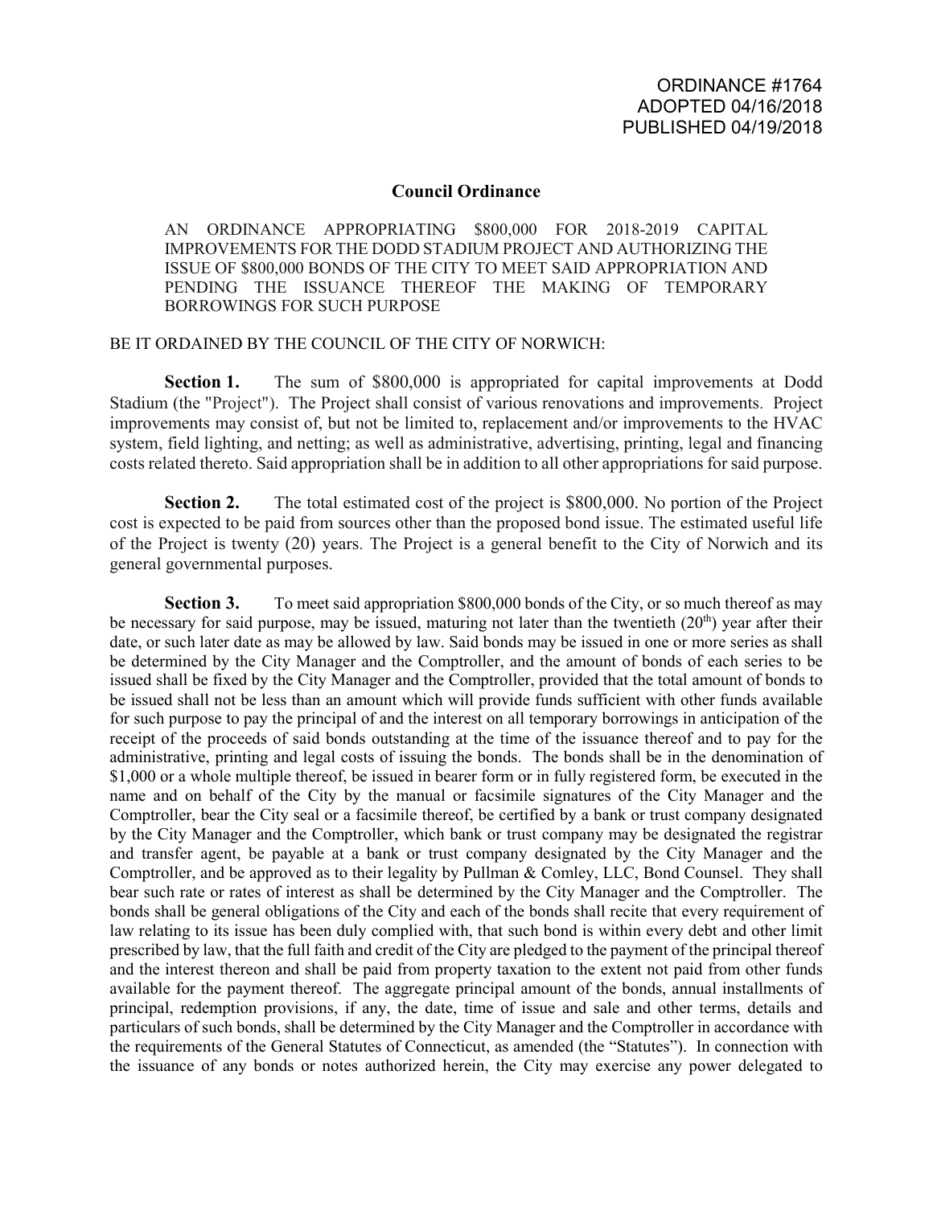ORDINANCE #1764
ADOPTED 04/16/2018
PUBLISHED 04/19/2018

## Council Ordinance

AN ORDINANCE APPROPRIATING $800,000 FOR 2018-2019 CAPITAL IMPROVEMENTS FOR THE DODD STADIUM PROJECT AND AUTHORIZING THE ISSUE OF $800,000 BONDS OF THE CITY TO MEET SAID APPROPRIATION AND PENDING THE ISSUANCE THEREOF THE MAKING OF TEMPORARY BORROWINGS FOR SUCH PURPOSE

BE IT ORDAINED BY THE COUNCIL OF THE CITY OF NORWICH:

**Section 1.** The sum of $800,000 is appropriated for capital improvements at Dodd Stadium (the "Project"). The Project shall consist of various renovations and improvements. Project improvements may consist of, but not be limited to, replacement and/or improvements to the HVAC system, field lighting, and netting; as well as administrative, advertising, printing, legal and financing costs related thereto. Said appropriation shall be in addition to all other appropriations for said purpose.

**Section 2.** The total estimated cost of the project is $800,000. No portion of the Project cost is expected to be paid from sources other than the proposed bond issue. The estimated useful life of the Project is twenty (20) years. The Project is a general benefit to the City of Norwich and its general governmental purposes.

**Section 3.** To meet said appropriation $800,000 bonds of the City, or so much thereof as may be necessary for said purpose, may be issued, maturing not later than the twentieth (20th) year after their date, or such later date as may be allowed by law. Said bonds may be issued in one or more series as shall be determined by the City Manager and the Comptroller, and the amount of bonds of each series to be issued shall be fixed by the City Manager and the Comptroller, provided that the total amount of bonds to be issued shall not be less than an amount which will provide funds sufficient with other funds available for such purpose to pay the principal of and the interest on all temporary borrowings in anticipation of the receipt of the proceeds of said bonds outstanding at the time of the issuance thereof and to pay for the administrative, printing and legal costs of issuing the bonds. The bonds shall be in the denomination of $1,000 or a whole multiple thereof, be issued in bearer form or in fully registered form, be executed in the name and on behalf of the City by the manual or facsimile signatures of the City Manager and the Comptroller, bear the City seal or a facsimile thereof, be certified by a bank or trust company designated by the City Manager and the Comptroller, which bank or trust company may be designated the registrar and transfer agent, be payable at a bank or trust company designated by the City Manager and the Comptroller, and be approved as to their legality by Pullman & Comley, LLC, Bond Counsel. They shall bear such rate or rates of interest as shall be determined by the City Manager and the Comptroller. The bonds shall be general obligations of the City and each of the bonds shall recite that every requirement of law relating to its issue has been duly complied with, that such bond is within every debt and other limit prescribed by law, that the full faith and credit of the City are pledged to the payment of the principal thereof and the interest thereon and shall be paid from property taxation to the extent not paid from other funds available for the payment thereof. The aggregate principal amount of the bonds, annual installments of principal, redemption provisions, if any, the date, time of issue and sale and other terms, details and particulars of such bonds, shall be determined by the City Manager and the Comptroller in accordance with the requirements of the General Statutes of Connecticut, as amended (the "Statutes"). In connection with the issuance of any bonds or notes authorized herein, the City may exercise any power delegated to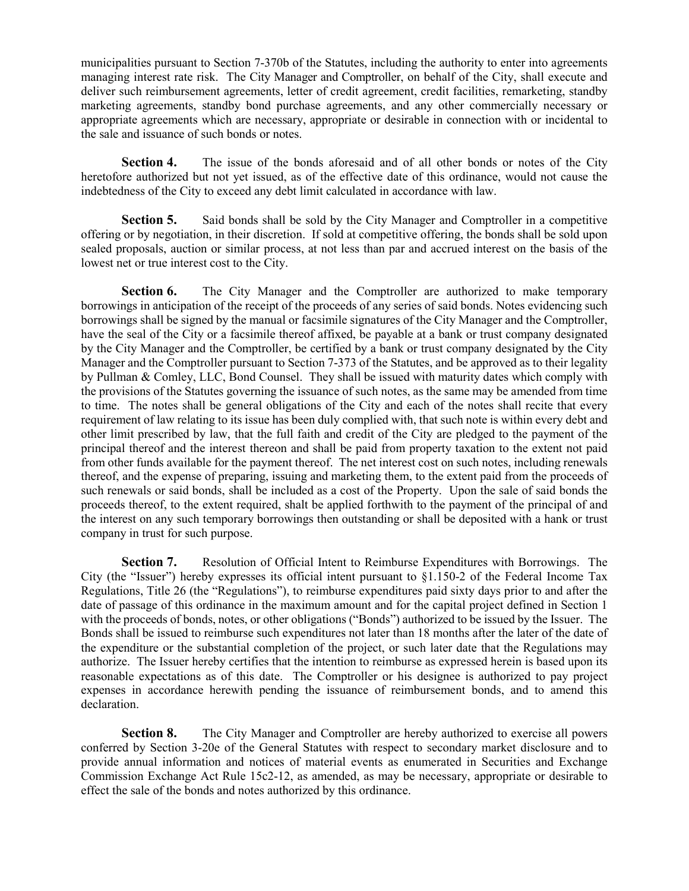municipalities pursuant to Section 7-370b of the Statutes, including the authority to enter into agreements managing interest rate risk. The City Manager and Comptroller, on behalf of the City, shall execute and deliver such reimbursement agreements, letter of credit agreement, credit facilities, remarketing, standby marketing agreements, standby bond purchase agreements, and any other commercially necessary or appropriate agreements which are necessary, appropriate or desirable in connection with or incidental to the sale and issuance of such bonds or notes.

**Section 4.** The issue of the bonds aforesaid and of all other bonds or notes of the City heretofore authorized but not yet issued, as of the effective date of this ordinance, would not cause the indebtedness of the City to exceed any debt limit calculated in accordance with law.

**Section 5.** Said bonds shall be sold by the City Manager and Comptroller in a competitive offering or by negotiation, in their discretion. If sold at competitive offering, the bonds shall be sold upon sealed proposals, auction or similar process, at not less than par and accrued interest on the basis of the lowest net or true interest cost to the City.

**Section 6.** The City Manager and the Comptroller are authorized to make temporary borrowings in anticipation of the receipt of the proceeds of any series of said bonds. Notes evidencing such borrowings shall be signed by the manual or facsimile signatures of the City Manager and the Comptroller, have the seal of the City or a facsimile thereof affixed, be payable at a bank or trust company designated by the City Manager and the Comptroller, be certified by a bank or trust company designated by the City Manager and the Comptroller pursuant to Section 7-373 of the Statutes, and be approved as to their legality by Pullman & Comley, LLC, Bond Counsel. They shall be issued with maturity dates which comply with the provisions of the Statutes governing the issuance of such notes, as the same may be amended from time to time. The notes shall be general obligations of the City and each of the notes shall recite that every requirement of law relating to its issue has been duly complied with, that such note is within every debt and other limit prescribed by law, that the full faith and credit of the City are pledged to the payment of the principal thereof and the interest thereon and shall be paid from property taxation to the extent not paid from other funds available for the payment thereof. The net interest cost on such notes, including renewals thereof, and the expense of preparing, issuing and marketing them, to the extent paid from the proceeds of such renewals or said bonds, shall be included as a cost of the Property. Upon the sale of said bonds the proceeds thereof, to the extent required, shalt be applied forthwith to the payment of the principal of and the interest on any such temporary borrowings then outstanding or shall be deposited with a hank or trust company in trust for such purpose.

**Section 7.** Resolution of Official Intent to Reimburse Expenditures with Borrowings. The City (the "Issuer") hereby expresses its official intent pursuant to §1.150-2 of the Federal Income Tax Regulations, Title 26 (the "Regulations"), to reimburse expenditures paid sixty days prior to and after the date of passage of this ordinance in the maximum amount and for the capital project defined in Section 1 with the proceeds of bonds, notes, or other obligations ("Bonds") authorized to be issued by the Issuer. The Bonds shall be issued to reimburse such expenditures not later than 18 months after the later of the date of the expenditure or the substantial completion of the project, or such later date that the Regulations may authorize. The Issuer hereby certifies that the intention to reimburse as expressed herein is based upon its reasonable expectations as of this date. The Comptroller or his designee is authorized to pay project expenses in accordance herewith pending the issuance of reimbursement bonds, and to amend this declaration.

**Section 8.** The City Manager and Comptroller are hereby authorized to exercise all powers conferred by Section 3-20e of the General Statutes with respect to secondary market disclosure and to provide annual information and notices of material events as enumerated in Securities and Exchange Commission Exchange Act Rule 15c2-12, as amended, as may be necessary, appropriate or desirable to effect the sale of the bonds and notes authorized by this ordinance.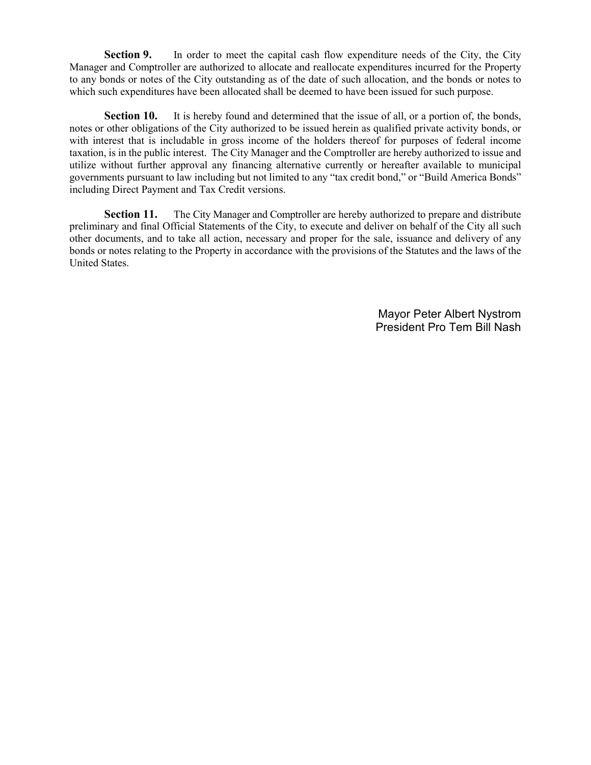**Section 9.** In order to meet the capital cash flow expenditure needs of the City, the City Manager and Comptroller are authorized to allocate and reallocate expenditures incurred for the Property to any bonds or notes of the City outstanding as of the date of such allocation, and the bonds or notes to which such expenditures have been allocated shall be deemed to have been issued for such purpose.

**Section 10.** It is hereby found and determined that the issue of all, or a portion of, the bonds, notes or other obligations of the City authorized to be issued herein as qualified private activity bonds, or with interest that is includable in gross income of the holders thereof for purposes of federal income taxation, is in the public interest. The City Manager and the Comptroller are hereby authorized to issue and utilize without further approval any financing alternative currently or hereafter available to municipal governments pursuant to law including but not limited to any "tax credit bond," or "Build America Bonds" including Direct Payment and Tax Credit versions.

**Section 11.** The City Manager and Comptroller are hereby authorized to prepare and distribute preliminary and final Official Statements of the City, to execute and deliver on behalf of the City all such other documents, and to take all action, necessary and proper for the sale, issuance and delivery of any bonds or notes relating to the Property in accordance with the provisions of the Statutes and the laws of the United States.

Mayor Peter Albert Nystrom
President Pro Tem Bill Nash